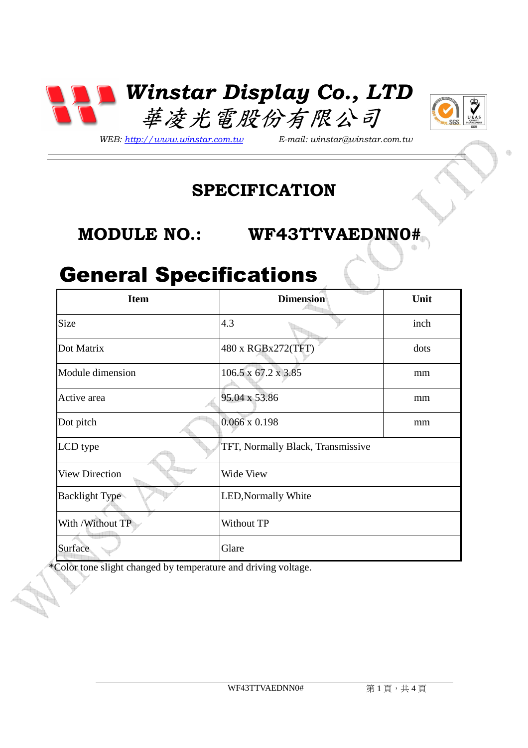# Winstar Display Co., LTD

# 華凌光電股份有限公司

*WEB: http://www.winstar.com.tw* *E-mail: winstar@winstar.com.tw*

## SPECIFICATION

## MODULE NO.: WF43TTVAEDNN0#

# General Specifications

| Item | Dimension | Unit |
|---|---|---|
| Size | 4.3 | inch |
| Dot Matrix | 480 x RGBx272(TFT) | dots |
| Module dimension | 106.5 x 67.2 x 3.85 | mm |
| Active area | 95.04 x 53.86 | mm |
| Dot pitch | 0.066 x 0.198 | mm |
| LCD type | TFT, Normally Black, Transmissive | |
| View Direction | Wide View | |
| Backlight Type | LED,Normally White | |
| With /Without TP | Without TP | |
| Surface | Glare | |

*Color tone slight changed by temperature and driving voltage.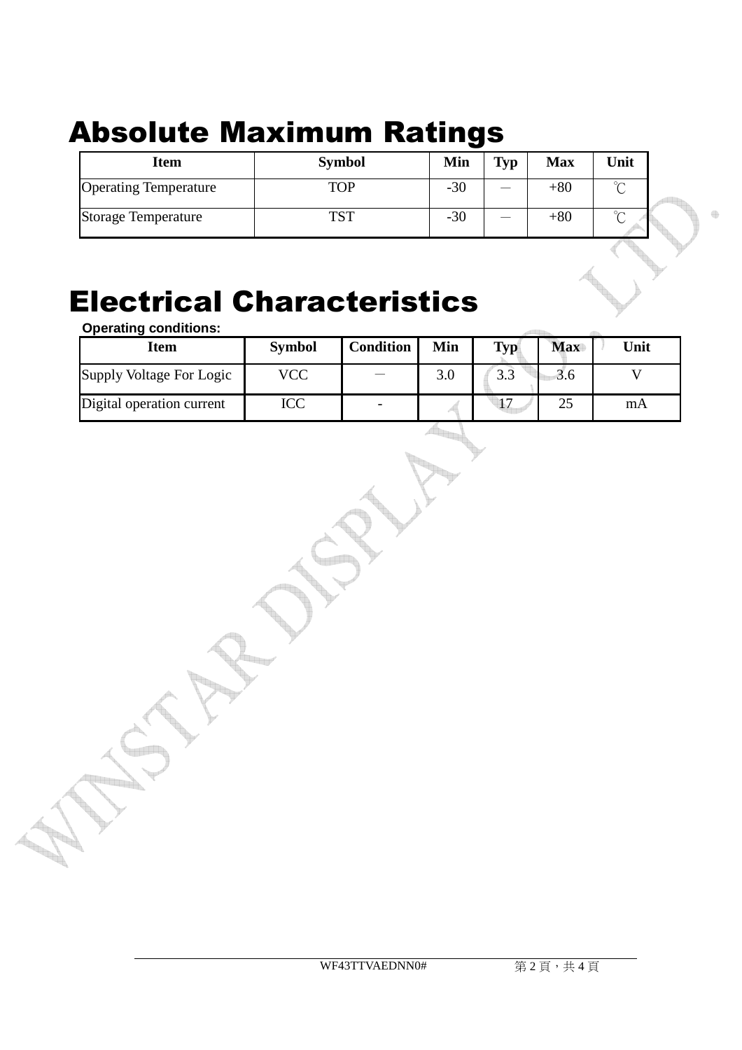# Absolute Maximum Ratings

| Item | Symbol | Min | Typ | Max | Unit |
|---|---|---|---|---|---|
| Operating Temperature | TOP | -30 | — | +80 | ℃ |
| Storage Temperature | TST | -30 | — | +80 | ℃ |

# Electrical Characteristics

**Operating conditions:**

| Item | Symbol | Condition | Min | Typ | Max | Unit |
|---|---|---|---|---|---|---|
| Supply Voltage For Logic | VCC | — | 3.0 | 3.3 | 3.6 | V |
| Digital operation current | ICC | - | | 17 | 25 | mA |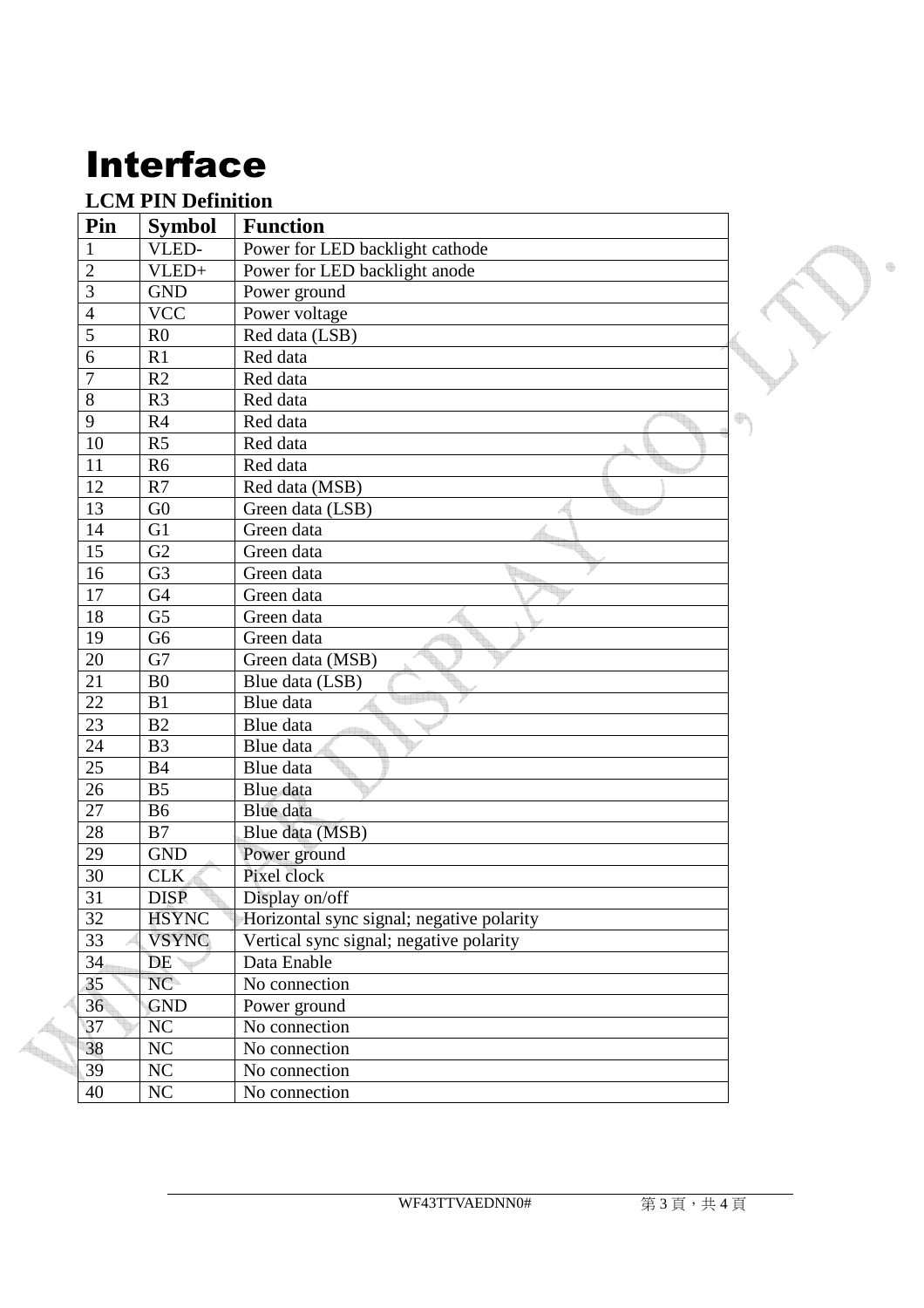# Interface

### LCM PIN Definition

| Pin | Symbol | Function |
|---|---|---|
| 1 | VLED- | Power for LED backlight cathode |
| 2 | VLED+ | Power for LED backlight anode |
| 3 | GND | Power ground |
| 4 | VCC | Power voltage |
| 5 | R0 | Red data (LSB) |
| 6 | R1 | Red data |
| 7 | R2 | Red data |
| 8 | R3 | Red data |
| 9 | R4 | Red data |
| 10 | R5 | Red data |
| 11 | R6 | Red data |
| 12 | R7 | Red data (MSB) |
| 13 | G0 | Green data (LSB) |
| 14 | G1 | Green data |
| 15 | G2 | Green data |
| 16 | G3 | Green data |
| 17 | G4 | Green data |
| 18 | G5 | Green data |
| 19 | G6 | Green data |
| 20 | G7 | Green data (MSB) |
| 21 | B0 | Blue data (LSB) |
| 22 | B1 | Blue data |
| 23 | B2 | Blue data |
| 24 | B3 | Blue data |
| 25 | B4 | Blue data |
| 26 | B5 | Blue data |
| 27 | B6 | Blue data |
| 28 | B7 | Blue data (MSB) |
| 29 | GND | Power ground |
| 30 | CLK | Pixel clock |
| 31 | DISP | Display on/off |
| 32 | HSYNC | Horizontal sync signal; negative polarity |
| 33 | VSYNC | Vertical sync signal; negative polarity |
| 34 | DE | Data Enable |
| 35 | NC | No connection |
| 36 | GND | Power ground |
| 37 | NC | No connection |
| 38 | NC | No connection |
| 39 | NC | No connection |
| 40 | NC | No connection |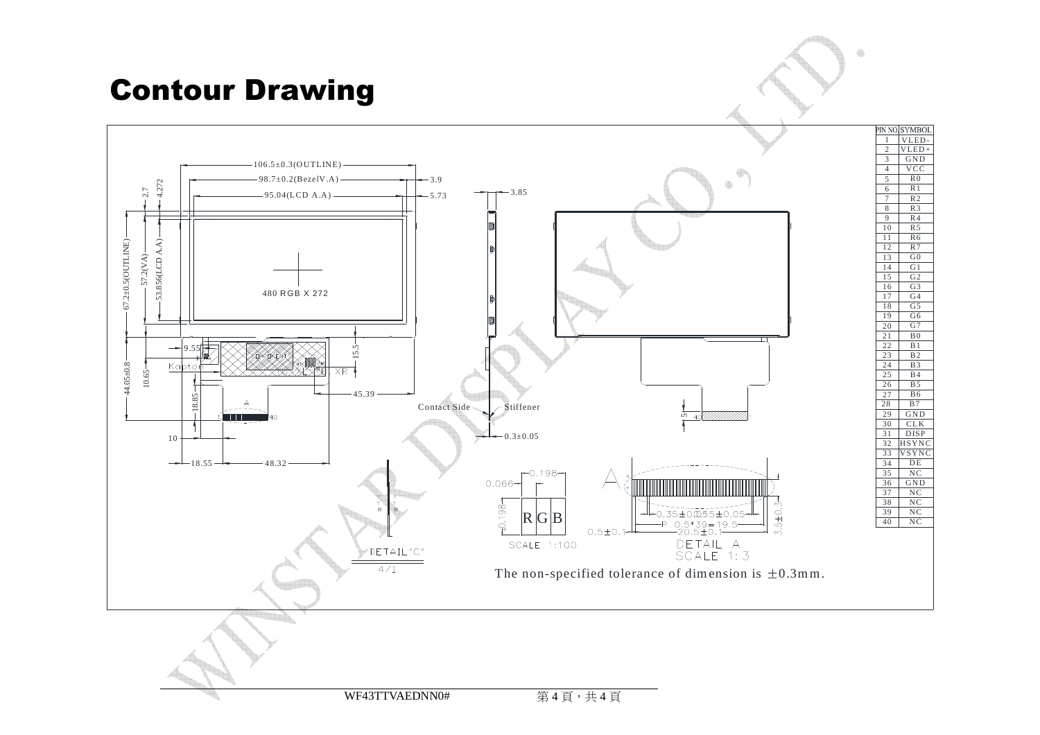# Contour Drawing

106.5±0.3(OUTLINE)
98.7±0.2(BezelV.A)
95.04(LCD A.A)
3.9
5.73
3.85
2.7
4.272
67.2±0.5(OUTLINE)
57.2(VA)
53.856(LCD A.A)
480 RGB X 272
9.55
Kapton
15.5
44.05±0.8
10.65
18.85
45.39
10
18.55
48.32
Contact Side
Stiffener
0.3±0.05
5
0.198
0.066
0.198
RGB
SCALE 1:100
DETAIL "C"
4/1
0.35±0.05
0.55±0.05
P 0.5*39=19.5
20.5±0.1
0.5±0.1
3.5±0.3
DETAIL A
SCALE 1:3

The non-specified tolerance of dimension is ±0.3mm.

| PIN NO. | SYMBOL |
|---|---|
| 1 | VLED- |
| 2 | VLED+ |
| 3 | GND |
| 4 | VCC |
| 5 | R0 |
| 6 | R1 |
| 7 | R2 |
| 8 | R3 |
| 9 | R4 |
| 10 | R5 |
| 11 | R6 |
| 12 | R7 |
| 13 | G0 |
| 14 | G1 |
| 15 | G2 |
| 16 | G3 |
| 17 | G4 |
| 18 | G5 |
| 19 | G6 |
| 20 | G7 |
| 21 | B0 |
| 22 | B1 |
| 23 | B2 |
| 24 | B3 |
| 25 | B4 |
| 26 | B5 |
| 27 | B6 |
| 28 | B7 |
| 29 | GND |
| 30 | CLK |
| 31 | DISP |
| 32 | HSYNC |
| 33 | VSYNC |
| 34 | DE |
| 35 | NC |
| 36 | GND |
| 37 | NC |
| 38 | NC |
| 39 | NC |
| 40 | NC |